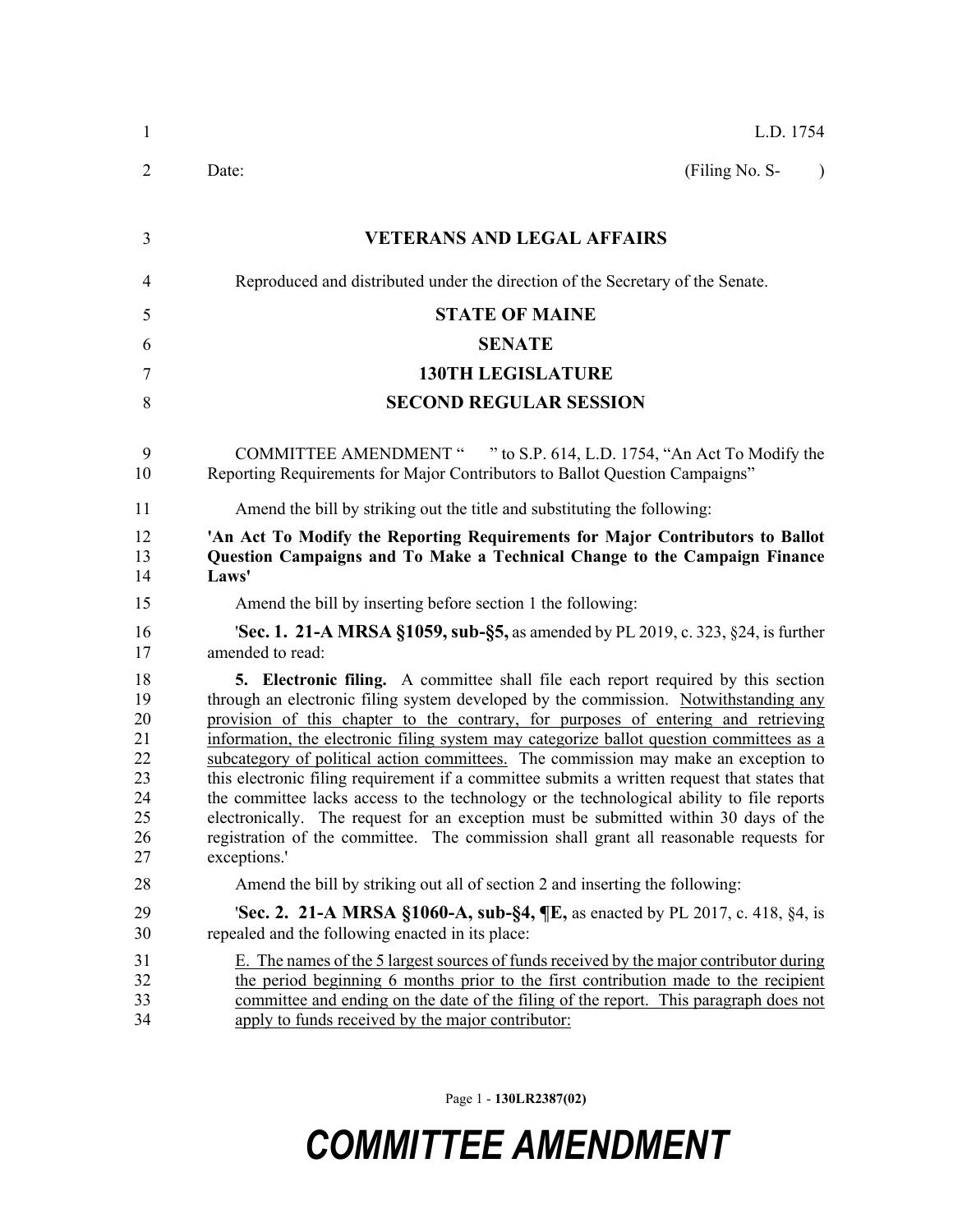L.D. 1754

Date: (Filing No. S- )

# VETERANS AND LEGAL AFFAIRS

Reproduced and distributed under the direction of the Secretary of the Senate.

## STATE OF MAINE

## SENATE

## 130TH LEGISLATURE

## SECOND REGULAR SESSION

COMMITTEE AMENDMENT " " to S.P. 614, L.D. 1754, "An Act To Modify the Reporting Requirements for Major Contributors to Ballot Question Campaigns"

Amend the bill by striking out the title and substituting the following:

**'An Act To Modify the Reporting Requirements for Major Contributors to Ballot Question Campaigns and To Make a Technical Change to the Campaign Finance Laws'**

Amend the bill by inserting before section 1 the following:

'**Sec. 1. 21-A MRSA §1059, sub-§5,** as amended by PL 2019, c. 323, §24, is further amended to read:

**5. Electronic filing.** A committee shall file each report required by this section through an electronic filing system developed by the commission. Notwithstanding any provision of this chapter to the contrary, for purposes of entering and retrieving information, the electronic filing system may categorize ballot question committees as a subcategory of political action committees. The commission may make an exception to this electronic filing requirement if a committee submits a written request that states that the committee lacks access to the technology or the technological ability to file reports electronically. The request for an exception must be submitted within 30 days of the registration of the committee. The commission shall grant all reasonable requests for exceptions.'

Amend the bill by striking out all of section 2 and inserting the following:

'**Sec. 2. 21-A MRSA §1060-A, sub-§4, ¶E,** as enacted by PL 2017, c. 418, §4, is repealed and the following enacted in its place:

E. The names of the 5 largest sources of funds received by the major contributor during the period beginning 6 months prior to the first contribution made to the recipient committee and ending on the date of the filing of the report. This paragraph does not apply to funds received by the major contributor: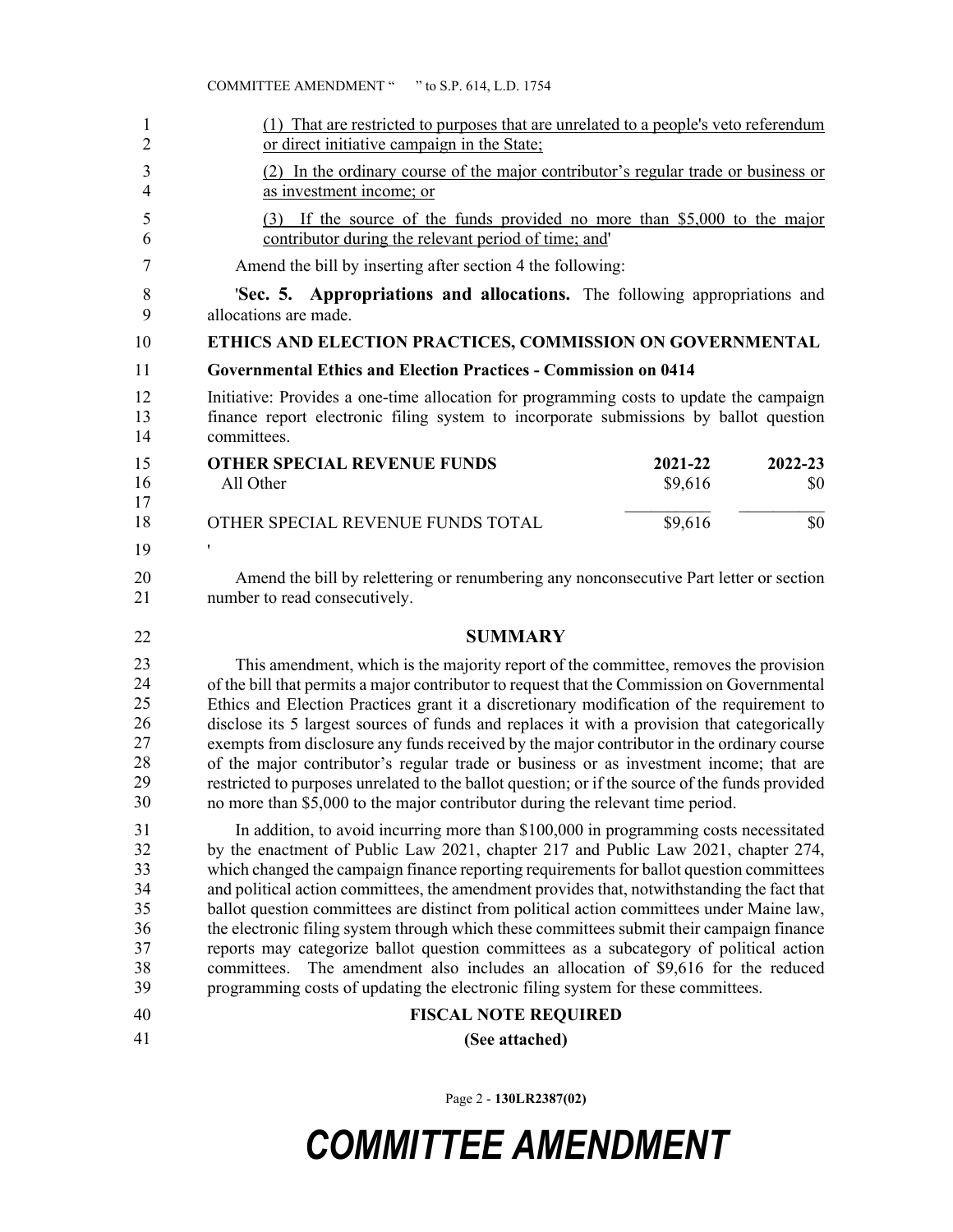(1) That are restricted to purposes that are unrelated to a people's veto referendum or direct initiative campaign in the State;

(2) In the ordinary course of the major contributor's regular trade or business or as investment income; or

(3) If the source of the funds provided no more than $5,000 to the major contributor during the relevant period of time; and'

Amend the bill by inserting after section 4 the following:

'**Sec. 5. Appropriations and allocations.** The following appropriations and allocations are made.

**ETHICS AND ELECTION PRACTICES, COMMISSION ON GOVERNMENTAL**

**Governmental Ethics and Election Practices - Commission on 0414**

Initiative: Provides a one-time allocation for programming costs to update the campaign finance report electronic filing system to incorporate submissions by ballot question committees.

| | | |
|---|---|---|
| **OTHER SPECIAL REVENUE FUNDS** | **2021-22** | **2022-23** |
| All Other | $9,616 | $0 |
| OTHER SPECIAL REVENUE FUNDS TOTAL | $9,616 | $0 |

'

Amend the bill by relettering or renumbering any nonconsecutive Part letter or section number to read consecutively.

## SUMMARY

This amendment, which is the majority report of the committee, removes the provision of the bill that permits a major contributor to request that the Commission on Governmental Ethics and Election Practices grant it a discretionary modification of the requirement to disclose its 5 largest sources of funds and replaces it with a provision that categorically exempts from disclosure any funds received by the major contributor in the ordinary course of the major contributor's regular trade or business or as investment income; that are restricted to purposes unrelated to the ballot question; or if the source of the funds provided no more than $5,000 to the major contributor during the relevant time period.

In addition, to avoid incurring more than $100,000 in programming costs necessitated by the enactment of Public Law 2021, chapter 217 and Public Law 2021, chapter 274, which changed the campaign finance reporting requirements for ballot question committees and political action committees, the amendment provides that, notwithstanding the fact that ballot question committees are distinct from political action committees under Maine law, the electronic filing system through which these committees submit their campaign finance reports may categorize ballot question committees as a subcategory of political action committees. The amendment also includes an allocation of $9,616 for the reduced programming costs of updating the electronic filing system for these committees.

**FISCAL NOTE REQUIRED**

**(See attached)**